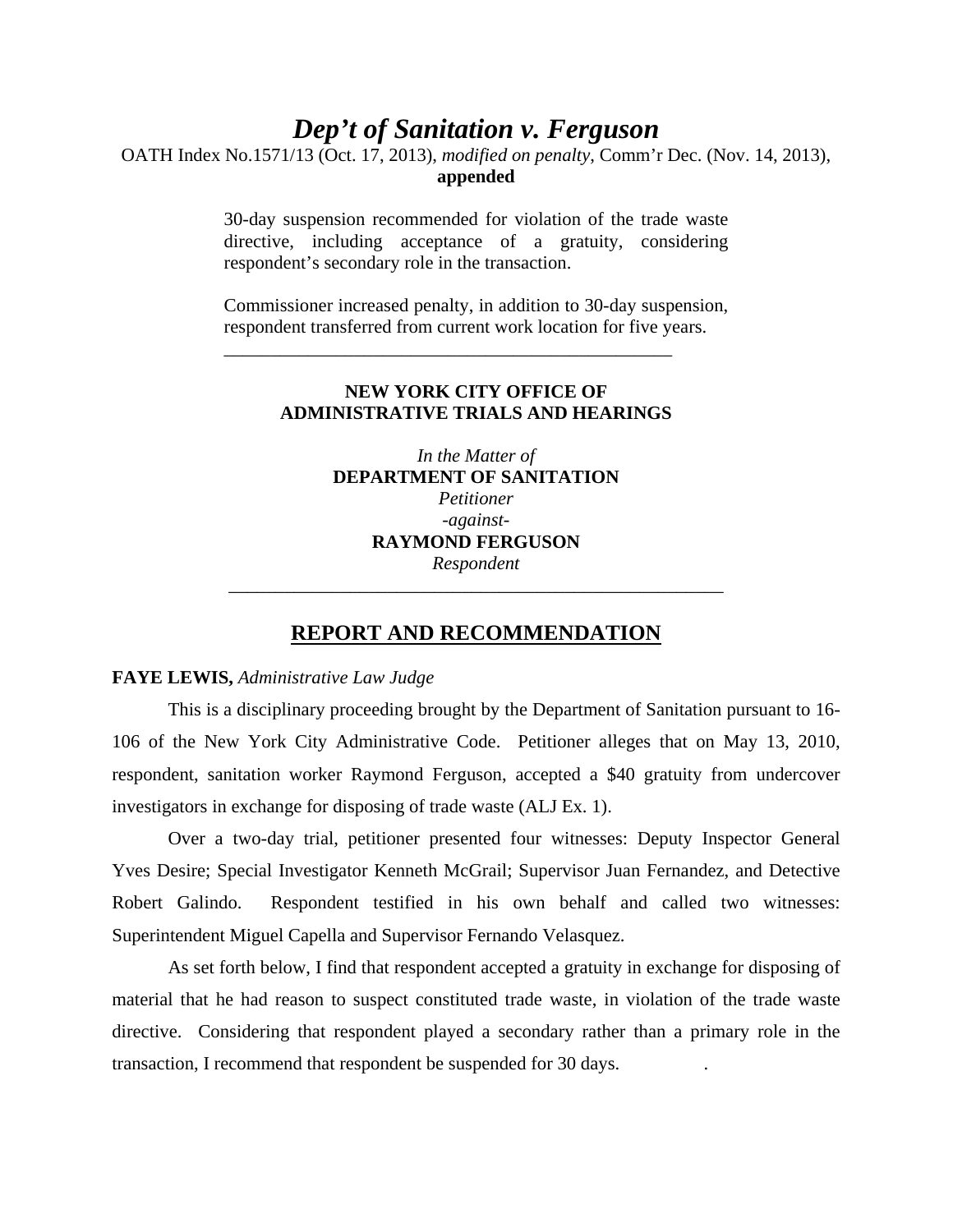# *Dep't of Sanitation v. Ferguson*

OATH Index No.1571/13 (Oct. 17, 2013), *modified on penalty*, Comm'r Dec. (Nov. 14, 2013), **appended**

30-day suspension recommended for violation of the trade waste directive, including acceptance of a gratuity, considering respondent's secondary role in the transaction.

Commissioner increased penalty, in addition to 30-day suspension, respondent transferred from current work location for five years.

---

**NEW YORK CITY OFFICE OF ADMINISTRATIVE TRIALS AND HEARINGS**

*In the Matter of*
**DEPARTMENT OF SANITATION**
*Petitioner*
*-against-*
**RAYMOND FERGUSON**
*Respondent*

---

## REPORT AND RECOMMENDATION

**FAYE LEWIS,** *Administrative Law Judge*

This is a disciplinary proceeding brought by the Department of Sanitation pursuant to 16-106 of the New York City Administrative Code. Petitioner alleges that on May 13, 2010, respondent, sanitation worker Raymond Ferguson, accepted a $40 gratuity from undercover investigators in exchange for disposing of trade waste (ALJ Ex. 1).

Over a two-day trial, petitioner presented four witnesses: Deputy Inspector General Yves Desire; Special Investigator Kenneth McGrail; Supervisor Juan Fernandez, and Detective Robert Galindo. Respondent testified in his own behalf and called two witnesses: Superintendent Miguel Capella and Supervisor Fernando Velasquez.

As set forth below, I find that respondent accepted a gratuity in exchange for disposing of material that he had reason to suspect constituted trade waste, in violation of the trade waste directive. Considering that respondent played a secondary rather than a primary role in the transaction, I recommend that respondent be suspended for 30 days.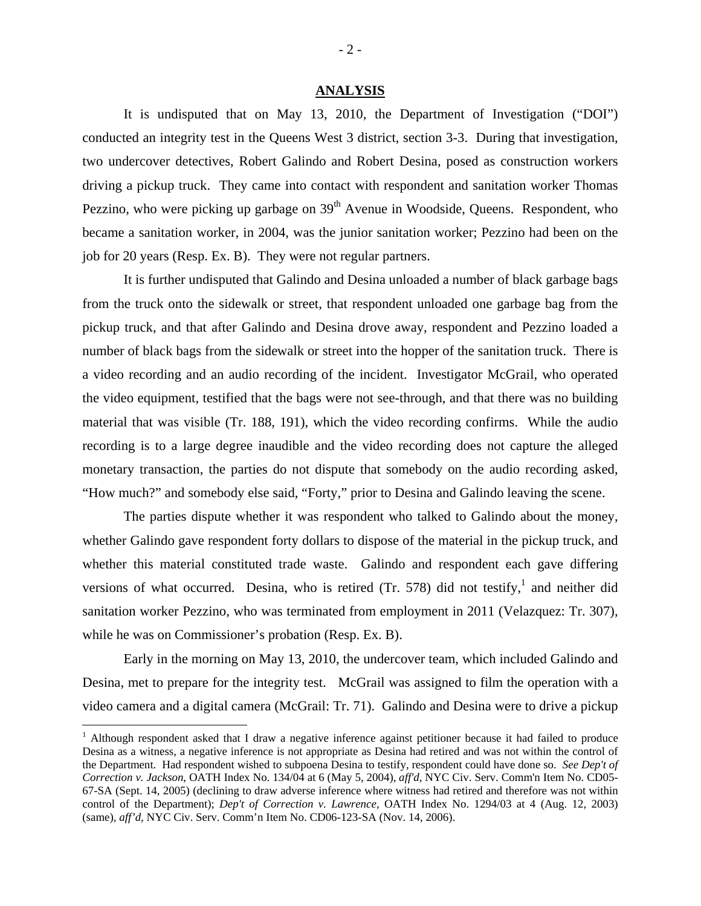## ANALYSIS

It is undisputed that on May 13, 2010, the Department of Investigation ("DOI") conducted an integrity test in the Queens West 3 district, section 3-3. During that investigation, two undercover detectives, Robert Galindo and Robert Desina, posed as construction workers driving a pickup truck. They came into contact with respondent and sanitation worker Thomas Pezzino, who were picking up garbage on 39th Avenue in Woodside, Queens. Respondent, who became a sanitation worker, in 2004, was the junior sanitation worker; Pezzino had been on the job for 20 years (Resp. Ex. B). They were not regular partners.

It is further undisputed that Galindo and Desina unloaded a number of black garbage bags from the truck onto the sidewalk or street, that respondent unloaded one garbage bag from the pickup truck, and that after Galindo and Desina drove away, respondent and Pezzino loaded a number of black bags from the sidewalk or street into the hopper of the sanitation truck. There is a video recording and an audio recording of the incident. Investigator McGrail, who operated the video equipment, testified that the bags were not see-through, and that there was no building material that was visible (Tr. 188, 191), which the video recording confirms. While the audio recording is to a large degree inaudible and the video recording does not capture the alleged monetary transaction, the parties do not dispute that somebody on the audio recording asked, "How much?" and somebody else said, "Forty," prior to Desina and Galindo leaving the scene.

The parties dispute whether it was respondent who talked to Galindo about the money, whether Galindo gave respondent forty dollars to dispose of the material in the pickup truck, and whether this material constituted trade waste. Galindo and respondent each gave differing versions of what occurred. Desina, who is retired (Tr. 578) did not testify,[1] and neither did sanitation worker Pezzino, who was terminated from employment in 2011 (Velazquez: Tr. 307), while he was on Commissioner's probation (Resp. Ex. B).

Early in the morning on May 13, 2010, the undercover team, which included Galindo and Desina, met to prepare for the integrity test. McGrail was assigned to film the operation with a video camera and a digital camera (McGrail: Tr. 71). Galindo and Desina were to drive a pickup

---

[1] Although respondent asked that I draw a negative inference against petitioner because it had failed to produce Desina as a witness, a negative inference is not appropriate as Desina had retired and was not within the control of the Department. Had respondent wished to subpoena Desina to testify, respondent could have done so. *See Dep't of Correction v. Jackson*, OATH Index No. 134/04 at 6 (May 5, 2004), *aff'd*, NYC Civ. Serv. Comm'n Item No. CD05-67-SA (Sept. 14, 2005) (declining to draw adverse inference where witness had retired and therefore was not within control of the Department); *Dep't of Correction v. Lawrence*, OATH Index No. 1294/03 at 4 (Aug. 12, 2003) (same), *aff'd*, NYC Civ. Serv. Comm'n Item No. CD06-123-SA (Nov. 14, 2006).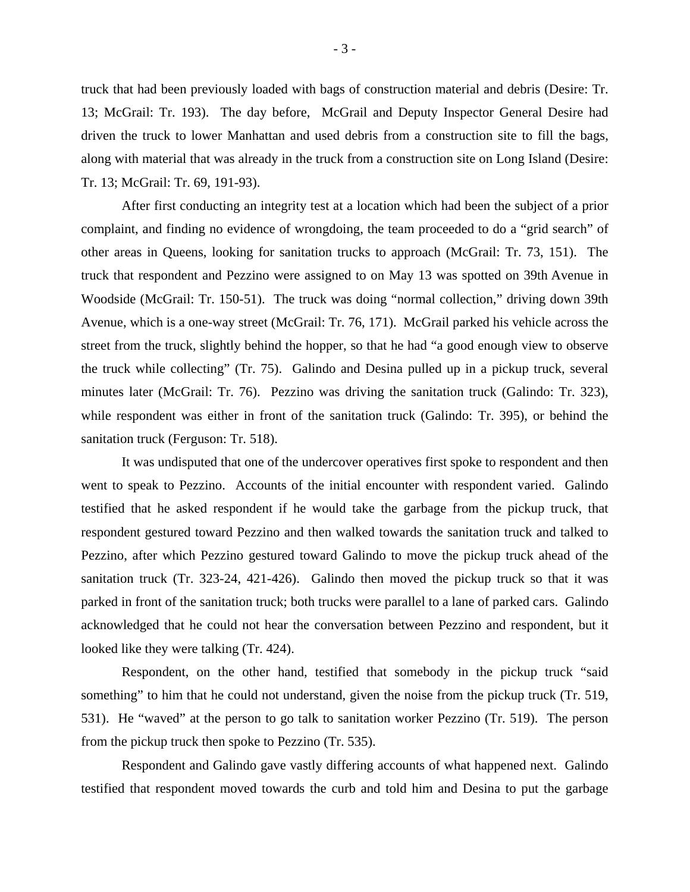truck that had been previously loaded with bags of construction material and debris (Desire: Tr. 13; McGrail: Tr. 193). The day before, McGrail and Deputy Inspector General Desire had driven the truck to lower Manhattan and used debris from a construction site to fill the bags, along with material that was already in the truck from a construction site on Long Island (Desire: Tr. 13; McGrail: Tr. 69, 191-93).

After first conducting an integrity test at a location which had been the subject of a prior complaint, and finding no evidence of wrongdoing, the team proceeded to do a "grid search" of other areas in Queens, looking for sanitation trucks to approach (McGrail: Tr. 73, 151). The truck that respondent and Pezzino were assigned to on May 13 was spotted on 39th Avenue in Woodside (McGrail: Tr. 150-51). The truck was doing "normal collection," driving down 39th Avenue, which is a one-way street (McGrail: Tr. 76, 171). McGrail parked his vehicle across the street from the truck, slightly behind the hopper, so that he had "a good enough view to observe the truck while collecting" (Tr. 75). Galindo and Desina pulled up in a pickup truck, several minutes later (McGrail: Tr. 76). Pezzino was driving the sanitation truck (Galindo: Tr. 323), while respondent was either in front of the sanitation truck (Galindo: Tr. 395), or behind the sanitation truck (Ferguson: Tr. 518).

It was undisputed that one of the undercover operatives first spoke to respondent and then went to speak to Pezzino. Accounts of the initial encounter with respondent varied. Galindo testified that he asked respondent if he would take the garbage from the pickup truck, that respondent gestured toward Pezzino and then walked towards the sanitation truck and talked to Pezzino, after which Pezzino gestured toward Galindo to move the pickup truck ahead of the sanitation truck (Tr. 323-24, 421-426). Galindo then moved the pickup truck so that it was parked in front of the sanitation truck; both trucks were parallel to a lane of parked cars. Galindo acknowledged that he could not hear the conversation between Pezzino and respondent, but it looked like they were talking (Tr. 424).

Respondent, on the other hand, testified that somebody in the pickup truck "said something" to him that he could not understand, given the noise from the pickup truck (Tr. 519, 531). He "waved" at the person to go talk to sanitation worker Pezzino (Tr. 519). The person from the pickup truck then spoke to Pezzino (Tr. 535).

Respondent and Galindo gave vastly differing accounts of what happened next. Galindo testified that respondent moved towards the curb and told him and Desina to put the garbage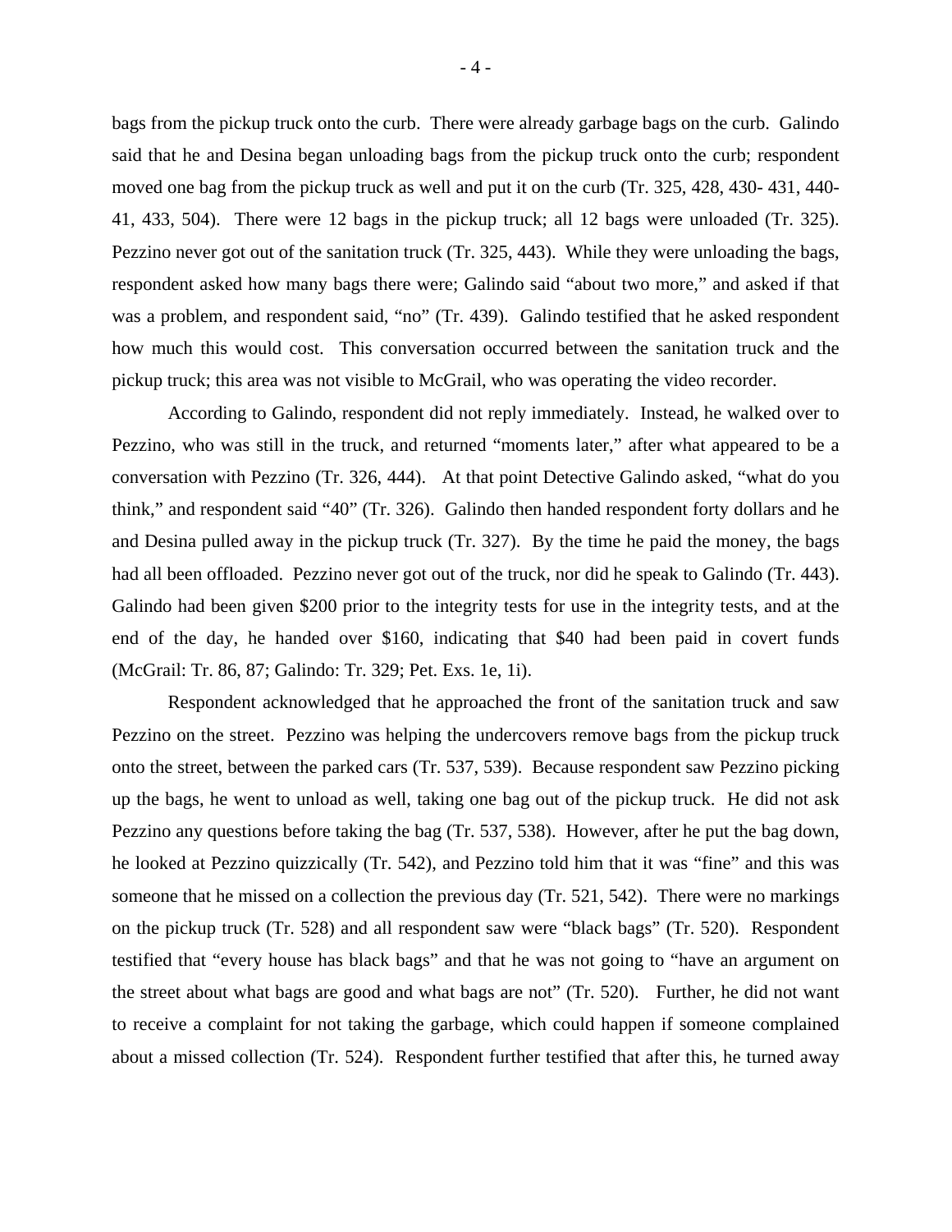bags from the pickup truck onto the curb. There were already garbage bags on the curb. Galindo said that he and Desina began unloading bags from the pickup truck onto the curb; respondent moved one bag from the pickup truck as well and put it on the curb (Tr. 325, 428, 430- 431, 440-41, 433, 504). There were 12 bags in the pickup truck; all 12 bags were unloaded (Tr. 325). Pezzino never got out of the sanitation truck (Tr. 325, 443). While they were unloading the bags, respondent asked how many bags there were; Galindo said "about two more," and asked if that was a problem, and respondent said, "no" (Tr. 439). Galindo testified that he asked respondent how much this would cost. This conversation occurred between the sanitation truck and the pickup truck; this area was not visible to McGrail, who was operating the video recorder.

According to Galindo, respondent did not reply immediately. Instead, he walked over to Pezzino, who was still in the truck, and returned "moments later," after what appeared to be a conversation with Pezzino (Tr. 326, 444). At that point Detective Galindo asked, "what do you think," and respondent said "40" (Tr. 326). Galindo then handed respondent forty dollars and he and Desina pulled away in the pickup truck (Tr. 327). By the time he paid the money, the bags had all been offloaded. Pezzino never got out of the truck, nor did he speak to Galindo (Tr. 443). Galindo had been given $200 prior to the integrity tests for use in the integrity tests, and at the end of the day, he handed over $160, indicating that $40 had been paid in covert funds (McGrail: Tr. 86, 87; Galindo: Tr. 329; Pet. Exs. 1e, 1i).

Respondent acknowledged that he approached the front of the sanitation truck and saw Pezzino on the street. Pezzino was helping the undercovers remove bags from the pickup truck onto the street, between the parked cars (Tr. 537, 539). Because respondent saw Pezzino picking up the bags, he went to unload as well, taking one bag out of the pickup truck. He did not ask Pezzino any questions before taking the bag (Tr. 537, 538). However, after he put the bag down, he looked at Pezzino quizzically (Tr. 542), and Pezzino told him that it was "fine" and this was someone that he missed on a collection the previous day (Tr. 521, 542). There were no markings on the pickup truck (Tr. 528) and all respondent saw were "black bags" (Tr. 520). Respondent testified that "every house has black bags" and that he was not going to "have an argument on the street about what bags are good and what bags are not" (Tr. 520). Further, he did not want to receive a complaint for not taking the garbage, which could happen if someone complained about a missed collection (Tr. 524). Respondent further testified that after this, he turned away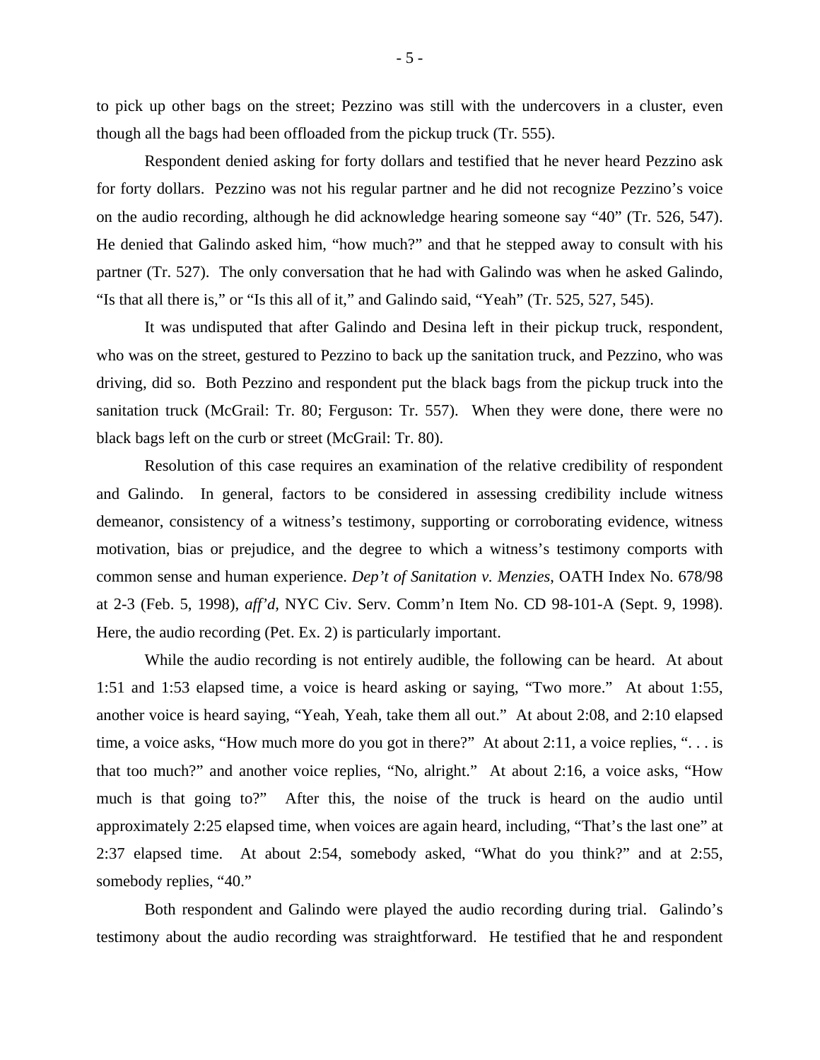to pick up other bags on the street; Pezzino was still with the undercovers in a cluster, even though all the bags had been offloaded from the pickup truck (Tr. 555).

Respondent denied asking for forty dollars and testified that he never heard Pezzino ask for forty dollars. Pezzino was not his regular partner and he did not recognize Pezzino's voice on the audio recording, although he did acknowledge hearing someone say "40" (Tr. 526, 547). He denied that Galindo asked him, "how much?" and that he stepped away to consult with his partner (Tr. 527). The only conversation that he had with Galindo was when he asked Galindo, "Is that all there is," or "Is this all of it," and Galindo said, "Yeah" (Tr. 525, 527, 545).

It was undisputed that after Galindo and Desina left in their pickup truck, respondent, who was on the street, gestured to Pezzino to back up the sanitation truck, and Pezzino, who was driving, did so. Both Pezzino and respondent put the black bags from the pickup truck into the sanitation truck (McGrail: Tr. 80; Ferguson: Tr. 557). When they were done, there were no black bags left on the curb or street (McGrail: Tr. 80).

Resolution of this case requires an examination of the relative credibility of respondent and Galindo. In general, factors to be considered in assessing credibility include witness demeanor, consistency of a witness's testimony, supporting or corroborating evidence, witness motivation, bias or prejudice, and the degree to which a witness's testimony comports with common sense and human experience. *Dep't of Sanitation v. Menzies*, OATH Index No. 678/98 at 2-3 (Feb. 5, 1998), *aff'd*, NYC Civ. Serv. Comm'n Item No. CD 98-101-A (Sept. 9, 1998). Here, the audio recording (Pet. Ex. 2) is particularly important.

While the audio recording is not entirely audible, the following can be heard. At about 1:51 and 1:53 elapsed time, a voice is heard asking or saying, "Two more." At about 1:55, another voice is heard saying, "Yeah, Yeah, take them all out." At about 2:08, and 2:10 elapsed time, a voice asks, "How much more do you got in there?" At about 2:11, a voice replies, ". . . is that too much?" and another voice replies, "No, alright." At about 2:16, a voice asks, "How much is that going to?" After this, the noise of the truck is heard on the audio until approximately 2:25 elapsed time, when voices are again heard, including, "That's the last one" at 2:37 elapsed time. At about 2:54, somebody asked, "What do you think?" and at 2:55, somebody replies, "40."

Both respondent and Galindo were played the audio recording during trial. Galindo's testimony about the audio recording was straightforward. He testified that he and respondent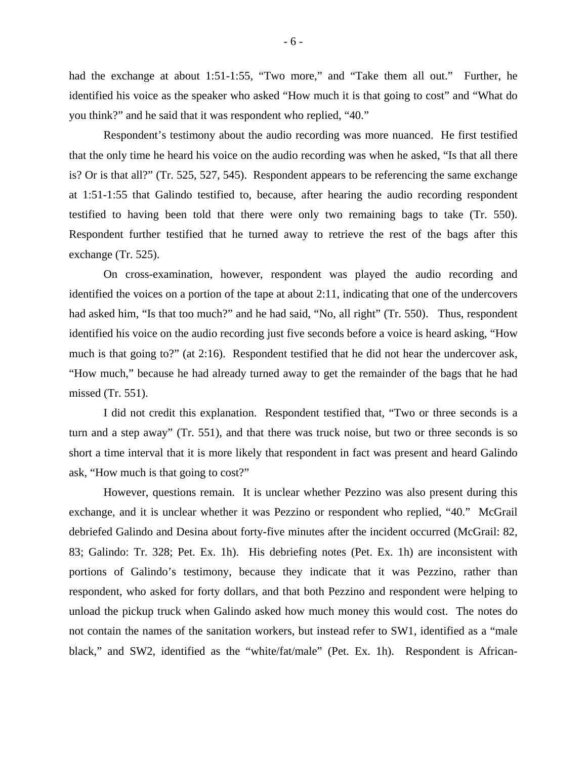had the exchange at about 1:51-1:55, "Two more," and "Take them all out." Further, he identified his voice as the speaker who asked "How much it is that going to cost" and "What do you think?" and he said that it was respondent who replied, "40."

Respondent's testimony about the audio recording was more nuanced. He first testified that the only time he heard his voice on the audio recording was when he asked, "Is that all there is? Or is that all?" (Tr. 525, 527, 545). Respondent appears to be referencing the same exchange at 1:51-1:55 that Galindo testified to, because, after hearing the audio recording respondent testified to having been told that there were only two remaining bags to take (Tr. 550). Respondent further testified that he turned away to retrieve the rest of the bags after this exchange (Tr. 525).

On cross-examination, however, respondent was played the audio recording and identified the voices on a portion of the tape at about 2:11, indicating that one of the undercovers had asked him, "Is that too much?" and he had said, "No, all right" (Tr. 550). Thus, respondent identified his voice on the audio recording just five seconds before a voice is heard asking, "How much is that going to?" (at 2:16). Respondent testified that he did not hear the undercover ask, "How much," because he had already turned away to get the remainder of the bags that he had missed (Tr. 551).

I did not credit this explanation. Respondent testified that, "Two or three seconds is a turn and a step away" (Tr. 551), and that there was truck noise, but two or three seconds is so short a time interval that it is more likely that respondent in fact was present and heard Galindo ask, "How much is that going to cost?"

However, questions remain. It is unclear whether Pezzino was also present during this exchange, and it is unclear whether it was Pezzino or respondent who replied, "40." McGrail debriefed Galindo and Desina about forty-five minutes after the incident occurred (McGrail: 82, 83; Galindo: Tr. 328; Pet. Ex. 1h). His debriefing notes (Pet. Ex. 1h) are inconsistent with portions of Galindo's testimony, because they indicate that it was Pezzino, rather than respondent, who asked for forty dollars, and that both Pezzino and respondent were helping to unload the pickup truck when Galindo asked how much money this would cost. The notes do not contain the names of the sanitation workers, but instead refer to SW1, identified as a "male black," and SW2, identified as the "white/fat/male" (Pet. Ex. 1h). Respondent is African-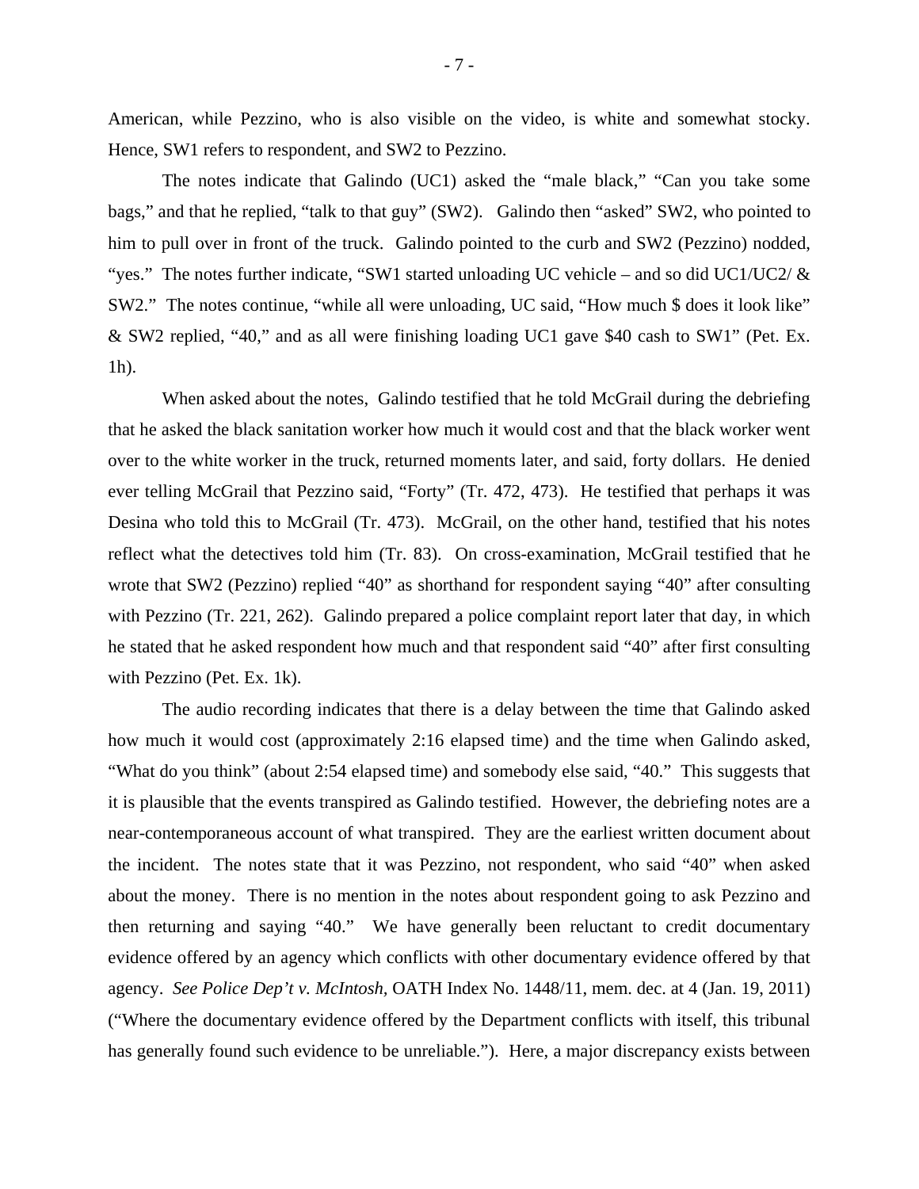American, while Pezzino, who is also visible on the video, is white and somewhat stocky. Hence, SW1 refers to respondent, and SW2 to Pezzino.

The notes indicate that Galindo (UC1) asked the "male black," "Can you take some bags," and that he replied, "talk to that guy" (SW2). Galindo then "asked" SW2, who pointed to him to pull over in front of the truck. Galindo pointed to the curb and SW2 (Pezzino) nodded, "yes." The notes further indicate, "SW1 started unloading UC vehicle – and so did UC1/UC2/ & SW2." The notes continue, "while all were unloading, UC said, "How much $ does it look like" & SW2 replied, "40," and as all were finishing loading UC1 gave $40 cash to SW1" (Pet. Ex. 1h).

When asked about the notes, Galindo testified that he told McGrail during the debriefing that he asked the black sanitation worker how much it would cost and that the black worker went over to the white worker in the truck, returned moments later, and said, forty dollars. He denied ever telling McGrail that Pezzino said, "Forty" (Tr. 472, 473). He testified that perhaps it was Desina who told this to McGrail (Tr. 473). McGrail, on the other hand, testified that his notes reflect what the detectives told him (Tr. 83). On cross-examination, McGrail testified that he wrote that SW2 (Pezzino) replied "40" as shorthand for respondent saying "40" after consulting with Pezzino (Tr. 221, 262). Galindo prepared a police complaint report later that day, in which he stated that he asked respondent how much and that respondent said "40" after first consulting with Pezzino (Pet. Ex. 1k).

The audio recording indicates that there is a delay between the time that Galindo asked how much it would cost (approximately 2:16 elapsed time) and the time when Galindo asked, "What do you think" (about 2:54 elapsed time) and somebody else said, "40." This suggests that it is plausible that the events transpired as Galindo testified. However, the debriefing notes are a near-contemporaneous account of what transpired. They are the earliest written document about the incident. The notes state that it was Pezzino, not respondent, who said "40" when asked about the money. There is no mention in the notes about respondent going to ask Pezzino and then returning and saying "40." We have generally been reluctant to credit documentary evidence offered by an agency which conflicts with other documentary evidence offered by that agency. *See Police Dep't v. McIntosh*, OATH Index No. 1448/11, mem. dec. at 4 (Jan. 19, 2011) ("Where the documentary evidence offered by the Department conflicts with itself, this tribunal has generally found such evidence to be unreliable."). Here, a major discrepancy exists between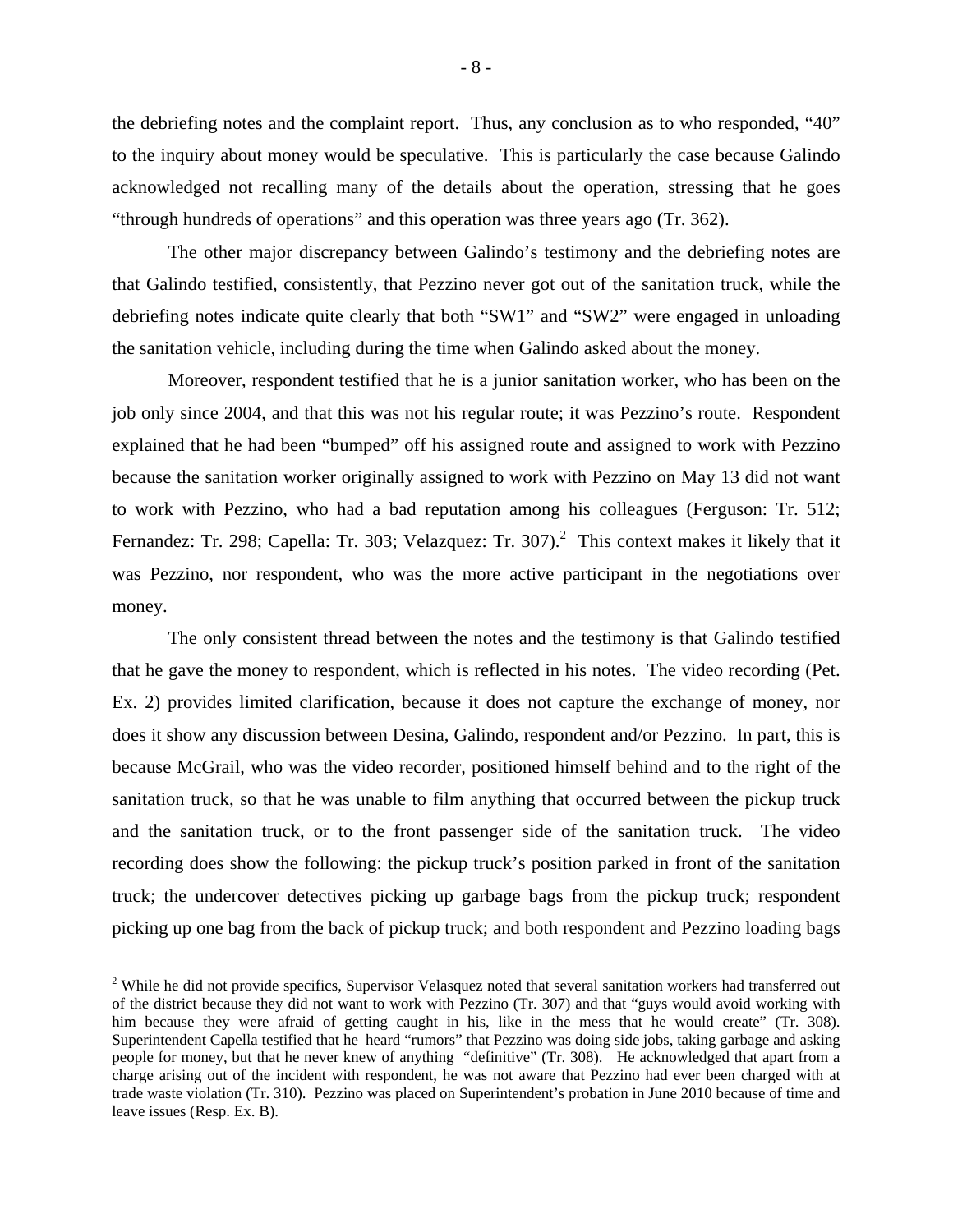the debriefing notes and the complaint report. Thus, any conclusion as to who responded, "40" to the inquiry about money would be speculative. This is particularly the case because Galindo acknowledged not recalling many of the details about the operation, stressing that he goes "through hundreds of operations" and this operation was three years ago (Tr. 362).

The other major discrepancy between Galindo's testimony and the debriefing notes are that Galindo testified, consistently, that Pezzino never got out of the sanitation truck, while the debriefing notes indicate quite clearly that both "SW1" and "SW2" were engaged in unloading the sanitation vehicle, including during the time when Galindo asked about the money.

Moreover, respondent testified that he is a junior sanitation worker, who has been on the job only since 2004, and that this was not his regular route; it was Pezzino's route. Respondent explained that he had been "bumped" off his assigned route and assigned to work with Pezzino because the sanitation worker originally assigned to work with Pezzino on May 13 did not want to work with Pezzino, who had a bad reputation among his colleagues (Ferguson: Tr. 512; Fernandez: Tr. 298; Capella: Tr. 303; Velazquez: Tr. 307).[2] This context makes it likely that it was Pezzino, nor respondent, who was the more active participant in the negotiations over money.

The only consistent thread between the notes and the testimony is that Galindo testified that he gave the money to respondent, which is reflected in his notes. The video recording (Pet. Ex. 2) provides limited clarification, because it does not capture the exchange of money, nor does it show any discussion between Desina, Galindo, respondent and/or Pezzino. In part, this is because McGrail, who was the video recorder, positioned himself behind and to the right of the sanitation truck, so that he was unable to film anything that occurred between the pickup truck and the sanitation truck, or to the front passenger side of the sanitation truck. The video recording does show the following: the pickup truck's position parked in front of the sanitation truck; the undercover detectives picking up garbage bags from the pickup truck; respondent picking up one bag from the back of pickup truck; and both respondent and Pezzino loading bags

[2] While he did not provide specifics, Supervisor Velasquez noted that several sanitation workers had transferred out of the district because they did not want to work with Pezzino (Tr. 307) and that "guys would avoid working with him because they were afraid of getting caught in his, like in the mess that he would create" (Tr. 308). Superintendent Capella testified that he heard "rumors" that Pezzino was doing side jobs, taking garbage and asking people for money, but that he never knew of anything "definitive" (Tr. 308). He acknowledged that apart from a charge arising out of the incident with respondent, he was not aware that Pezzino had ever been charged with at trade waste violation (Tr. 310). Pezzino was placed on Superintendent's probation in June 2010 because of time and leave issues (Resp. Ex. B).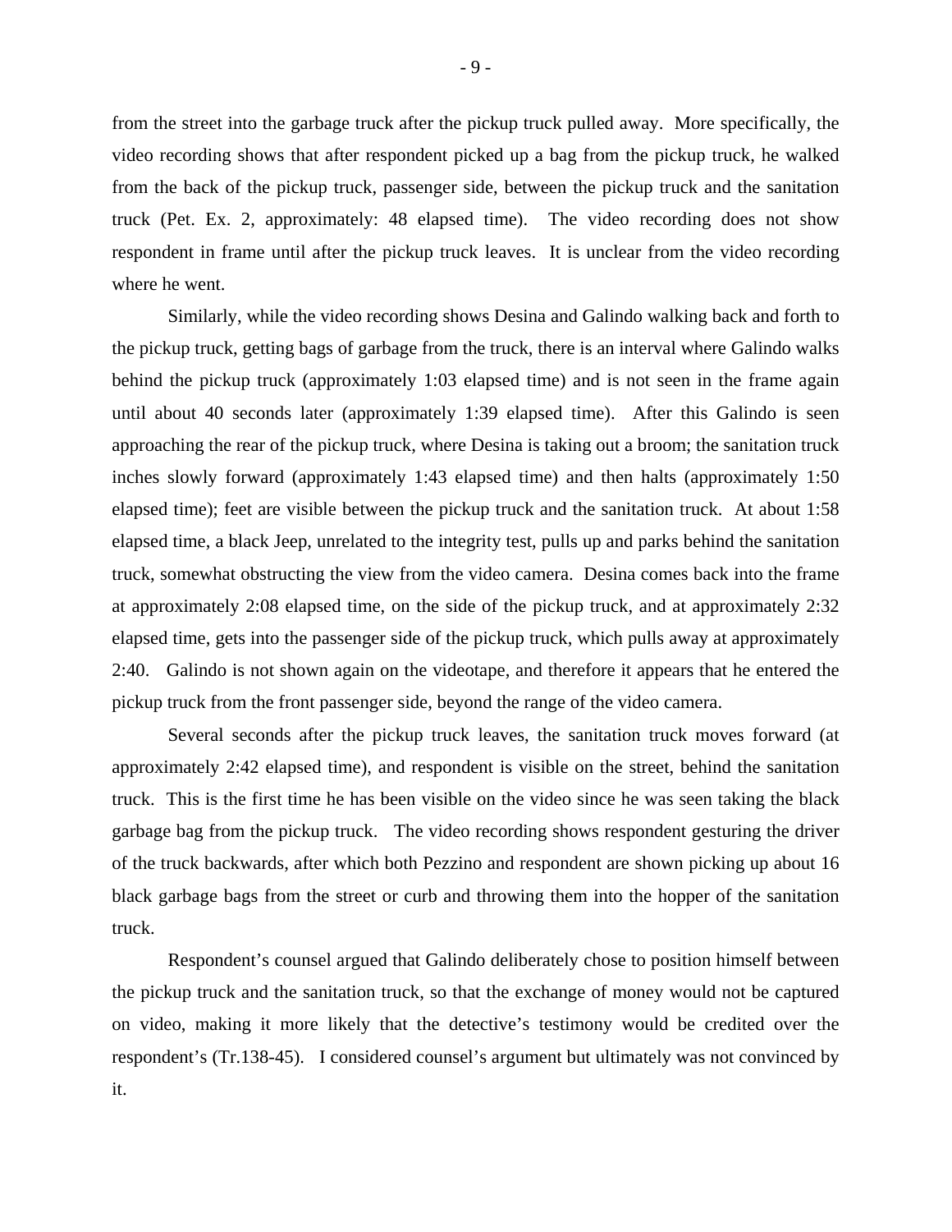from the street into the garbage truck after the pickup truck pulled away. More specifically, the video recording shows that after respondent picked up a bag from the pickup truck, he walked from the back of the pickup truck, passenger side, between the pickup truck and the sanitation truck (Pet. Ex. 2, approximately: 48 elapsed time). The video recording does not show respondent in frame until after the pickup truck leaves. It is unclear from the video recording where he went.

Similarly, while the video recording shows Desina and Galindo walking back and forth to the pickup truck, getting bags of garbage from the truck, there is an interval where Galindo walks behind the pickup truck (approximately 1:03 elapsed time) and is not seen in the frame again until about 40 seconds later (approximately 1:39 elapsed time). After this Galindo is seen approaching the rear of the pickup truck, where Desina is taking out a broom; the sanitation truck inches slowly forward (approximately 1:43 elapsed time) and then halts (approximately 1:50 elapsed time); feet are visible between the pickup truck and the sanitation truck. At about 1:58 elapsed time, a black Jeep, unrelated to the integrity test, pulls up and parks behind the sanitation truck, somewhat obstructing the view from the video camera. Desina comes back into the frame at approximately 2:08 elapsed time, on the side of the pickup truck, and at approximately 2:32 elapsed time, gets into the passenger side of the pickup truck, which pulls away at approximately 2:40. Galindo is not shown again on the videotape, and therefore it appears that he entered the pickup truck from the front passenger side, beyond the range of the video camera.

Several seconds after the pickup truck leaves, the sanitation truck moves forward (at approximately 2:42 elapsed time), and respondent is visible on the street, behind the sanitation truck. This is the first time he has been visible on the video since he was seen taking the black garbage bag from the pickup truck. The video recording shows respondent gesturing the driver of the truck backwards, after which both Pezzino and respondent are shown picking up about 16 black garbage bags from the street or curb and throwing them into the hopper of the sanitation truck.

Respondent's counsel argued that Galindo deliberately chose to position himself between the pickup truck and the sanitation truck, so that the exchange of money would not be captured on video, making it more likely that the detective's testimony would be credited over the respondent's (Tr.138-45). I considered counsel's argument but ultimately was not convinced by it.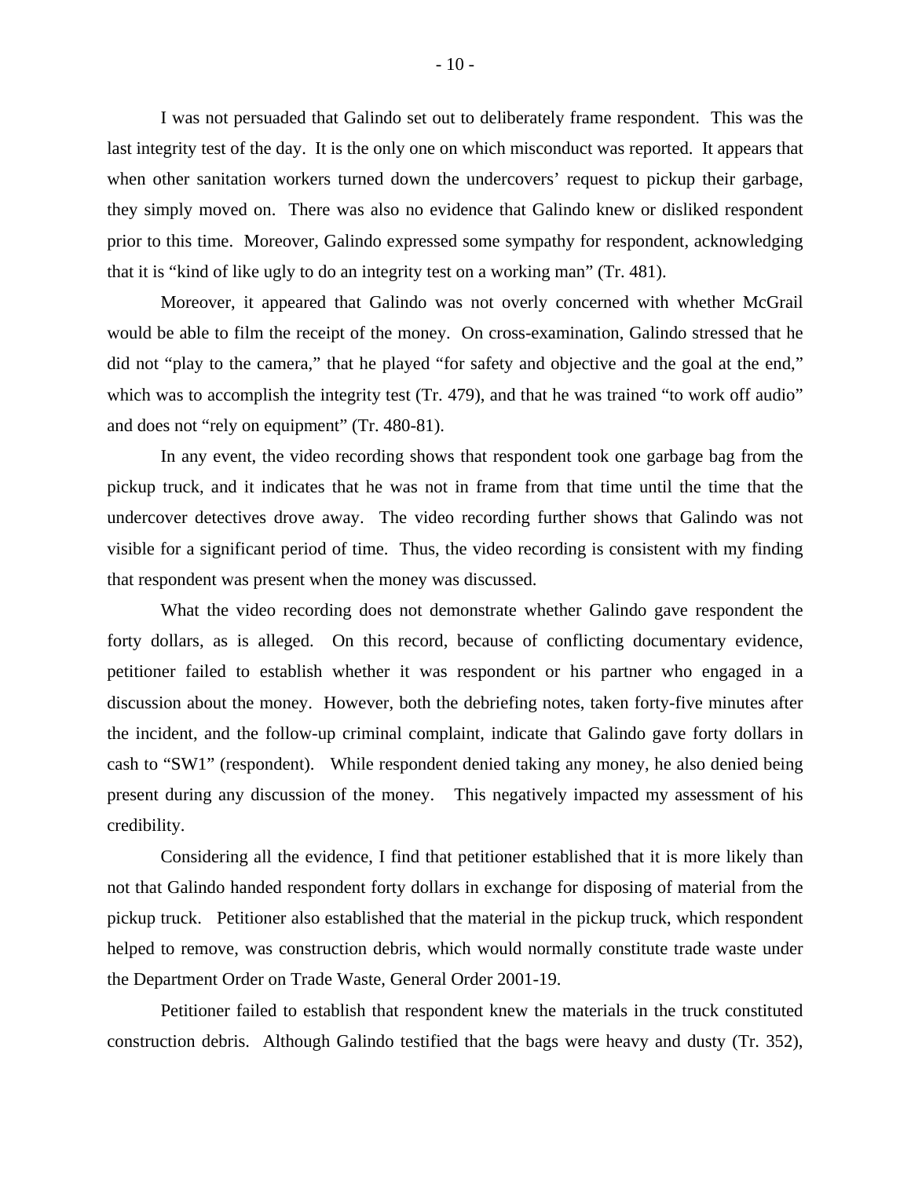I was not persuaded that Galindo set out to deliberately frame respondent. This was the last integrity test of the day. It is the only one on which misconduct was reported. It appears that when other sanitation workers turned down the undercovers' request to pickup their garbage, they simply moved on. There was also no evidence that Galindo knew or disliked respondent prior to this time. Moreover, Galindo expressed some sympathy for respondent, acknowledging that it is "kind of like ugly to do an integrity test on a working man" (Tr. 481).

Moreover, it appeared that Galindo was not overly concerned with whether McGrail would be able to film the receipt of the money. On cross-examination, Galindo stressed that he did not "play to the camera," that he played "for safety and objective and the goal at the end," which was to accomplish the integrity test (Tr. 479), and that he was trained "to work off audio" and does not "rely on equipment" (Tr. 480-81).

In any event, the video recording shows that respondent took one garbage bag from the pickup truck, and it indicates that he was not in frame from that time until the time that the undercover detectives drove away. The video recording further shows that Galindo was not visible for a significant period of time. Thus, the video recording is consistent with my finding that respondent was present when the money was discussed.

What the video recording does not demonstrate whether Galindo gave respondent the forty dollars, as is alleged. On this record, because of conflicting documentary evidence, petitioner failed to establish whether it was respondent or his partner who engaged in a discussion about the money. However, both the debriefing notes, taken forty-five minutes after the incident, and the follow-up criminal complaint, indicate that Galindo gave forty dollars in cash to "SW1" (respondent). While respondent denied taking any money, he also denied being present during any discussion of the money. This negatively impacted my assessment of his credibility.

Considering all the evidence, I find that petitioner established that it is more likely than not that Galindo handed respondent forty dollars in exchange for disposing of material from the pickup truck. Petitioner also established that the material in the pickup truck, which respondent helped to remove, was construction debris, which would normally constitute trade waste under the Department Order on Trade Waste, General Order 2001-19.

Petitioner failed to establish that respondent knew the materials in the truck constituted construction debris. Although Galindo testified that the bags were heavy and dusty (Tr. 352),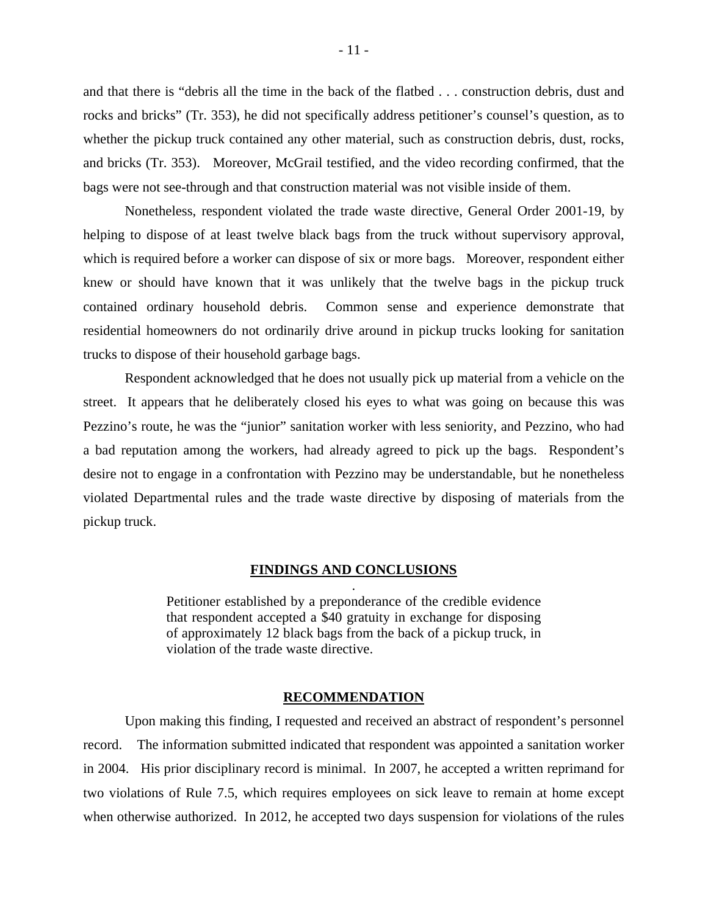and that there is "debris all the time in the back of the flatbed . . . construction debris, dust and rocks and bricks" (Tr. 353), he did not specifically address petitioner's counsel's question, as to whether the pickup truck contained any other material, such as construction debris, dust, rocks, and bricks (Tr. 353). Moreover, McGrail testified, and the video recording confirmed, that the bags were not see-through and that construction material was not visible inside of them.

Nonetheless, respondent violated the trade waste directive, General Order 2001-19, by helping to dispose of at least twelve black bags from the truck without supervisory approval, which is required before a worker can dispose of six or more bags. Moreover, respondent either knew or should have known that it was unlikely that the twelve bags in the pickup truck contained ordinary household debris. Common sense and experience demonstrate that residential homeowners do not ordinarily drive around in pickup trucks looking for sanitation trucks to dispose of their household garbage bags.

Respondent acknowledged that he does not usually pick up material from a vehicle on the street. It appears that he deliberately closed his eyes to what was going on because this was Pezzino's route, he was the "junior" sanitation worker with less seniority, and Pezzino, who had a bad reputation among the workers, had already agreed to pick up the bags. Respondent's desire not to engage in a confrontation with Pezzino may be understandable, but he nonetheless violated Departmental rules and the trade waste directive by disposing of materials from the pickup truck.

## FINDINGS AND CONCLUSIONS

> Petitioner established by a preponderance of the credible evidence that respondent accepted a $40 gratuity in exchange for disposing of approximately 12 black bags from the back of a pickup truck, in violation of the trade waste directive.

## RECOMMENDATION

Upon making this finding, I requested and received an abstract of respondent's personnel record. The information submitted indicated that respondent was appointed a sanitation worker in 2004. His prior disciplinary record is minimal. In 2007, he accepted a written reprimand for two violations of Rule 7.5, which requires employees on sick leave to remain at home except when otherwise authorized. In 2012, he accepted two days suspension for violations of the rules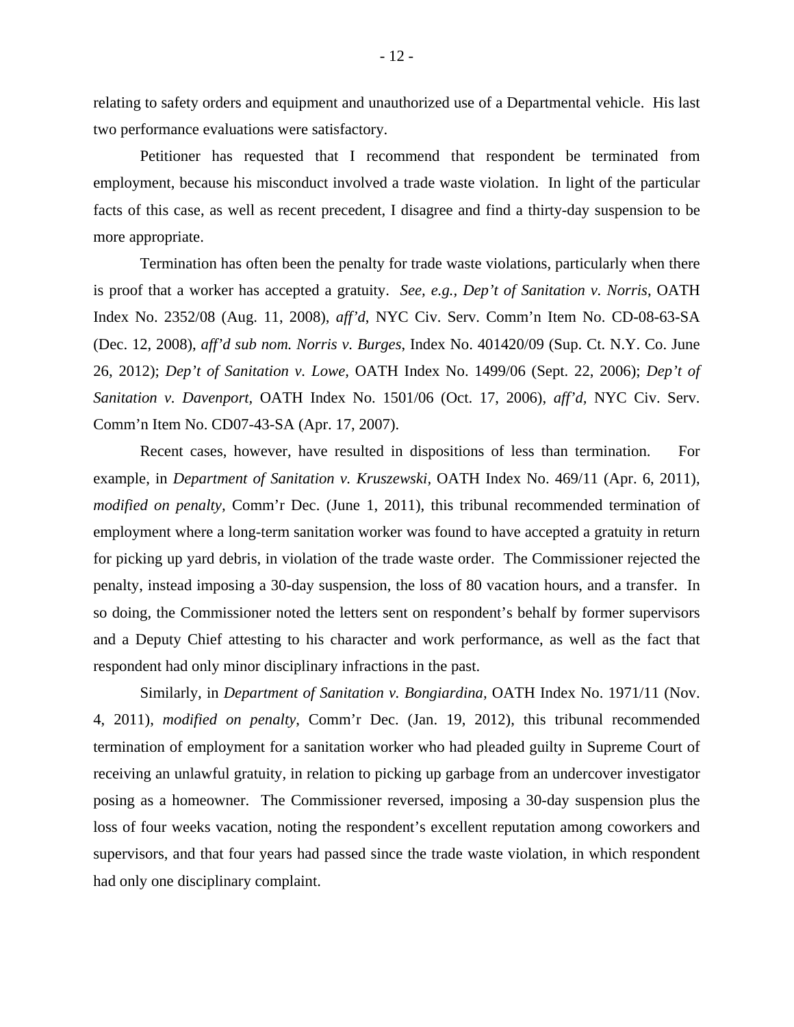relating to safety orders and equipment and unauthorized use of a Departmental vehicle. His last two performance evaluations were satisfactory.

Petitioner has requested that I recommend that respondent be terminated from employment, because his misconduct involved a trade waste violation. In light of the particular facts of this case, as well as recent precedent, I disagree and find a thirty-day suspension to be more appropriate.

Termination has often been the penalty for trade waste violations, particularly when there is proof that a worker has accepted a gratuity. *See, e.g., Dep't of Sanitation v. Norris*, OATH Index No. 2352/08 (Aug. 11, 2008), *aff'd*, NYC Civ. Serv. Comm'n Item No. CD-08-63-SA (Dec. 12, 2008), *aff'd sub nom. Norris v. Burges*, Index No. 401420/09 (Sup. Ct. N.Y. Co. June 26, 2012); *Dep't of Sanitation v. Lowe*, OATH Index No. 1499/06 (Sept. 22, 2006); *Dep't of Sanitation v. Davenport*, OATH Index No. 1501/06 (Oct. 17, 2006), *aff'd*, NYC Civ. Serv. Comm'n Item No. CD07-43-SA (Apr. 17, 2007).

Recent cases, however, have resulted in dispositions of less than termination. For example, in *Department of Sanitation v. Kruszewski*, OATH Index No. 469/11 (Apr. 6, 2011), *modified on penalty*, Comm'r Dec. (June 1, 2011), this tribunal recommended termination of employment where a long-term sanitation worker was found to have accepted a gratuity in return for picking up yard debris, in violation of the trade waste order. The Commissioner rejected the penalty, instead imposing a 30-day suspension, the loss of 80 vacation hours, and a transfer. In so doing, the Commissioner noted the letters sent on respondent's behalf by former supervisors and a Deputy Chief attesting to his character and work performance, as well as the fact that respondent had only minor disciplinary infractions in the past.

Similarly, in *Department of Sanitation v. Bongiardina*, OATH Index No. 1971/11 (Nov. 4, 2011), *modified on penalty*, Comm'r Dec. (Jan. 19, 2012), this tribunal recommended termination of employment for a sanitation worker who had pleaded guilty in Supreme Court of receiving an unlawful gratuity, in relation to picking up garbage from an undercover investigator posing as a homeowner. The Commissioner reversed, imposing a 30-day suspension plus the loss of four weeks vacation, noting the respondent's excellent reputation among coworkers and supervisors, and that four years had passed since the trade waste violation, in which respondent had only one disciplinary complaint.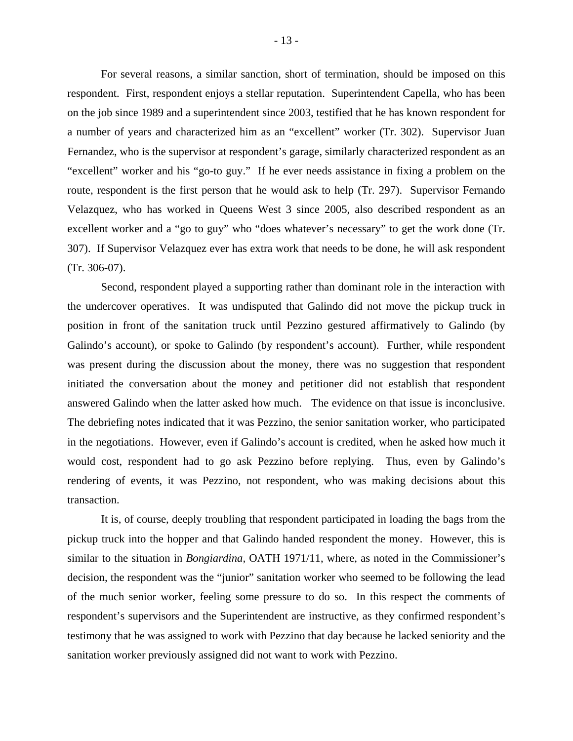For several reasons, a similar sanction, short of termination, should be imposed on this respondent. First, respondent enjoys a stellar reputation. Superintendent Capella, who has been on the job since 1989 and a superintendent since 2003, testified that he has known respondent for a number of years and characterized him as an "excellent" worker (Tr. 302). Supervisor Juan Fernandez, who is the supervisor at respondent's garage, similarly characterized respondent as an "excellent" worker and his "go-to guy." If he ever needs assistance in fixing a problem on the route, respondent is the first person that he would ask to help (Tr. 297). Supervisor Fernando Velazquez, who has worked in Queens West 3 since 2005, also described respondent as an excellent worker and a "go to guy" who "does whatever's necessary" to get the work done (Tr. 307). If Supervisor Velazquez ever has extra work that needs to be done, he will ask respondent (Tr. 306-07).

Second, respondent played a supporting rather than dominant role in the interaction with the undercover operatives. It was undisputed that Galindo did not move the pickup truck in position in front of the sanitation truck until Pezzino gestured affirmatively to Galindo (by Galindo's account), or spoke to Galindo (by respondent's account). Further, while respondent was present during the discussion about the money, there was no suggestion that respondent initiated the conversation about the money and petitioner did not establish that respondent answered Galindo when the latter asked how much. The evidence on that issue is inconclusive. The debriefing notes indicated that it was Pezzino, the senior sanitation worker, who participated in the negotiations. However, even if Galindo's account is credited, when he asked how much it would cost, respondent had to go ask Pezzino before replying. Thus, even by Galindo's rendering of events, it was Pezzino, not respondent, who was making decisions about this transaction.

It is, of course, deeply troubling that respondent participated in loading the bags from the pickup truck into the hopper and that Galindo handed respondent the money. However, this is similar to the situation in *Bongiardina*, OATH 1971/11, where, as noted in the Commissioner's decision, the respondent was the "junior" sanitation worker who seemed to be following the lead of the much senior worker, feeling some pressure to do so. In this respect the comments of respondent's supervisors and the Superintendent are instructive, as they confirmed respondent's testimony that he was assigned to work with Pezzino that day because he lacked seniority and the sanitation worker previously assigned did not want to work with Pezzino.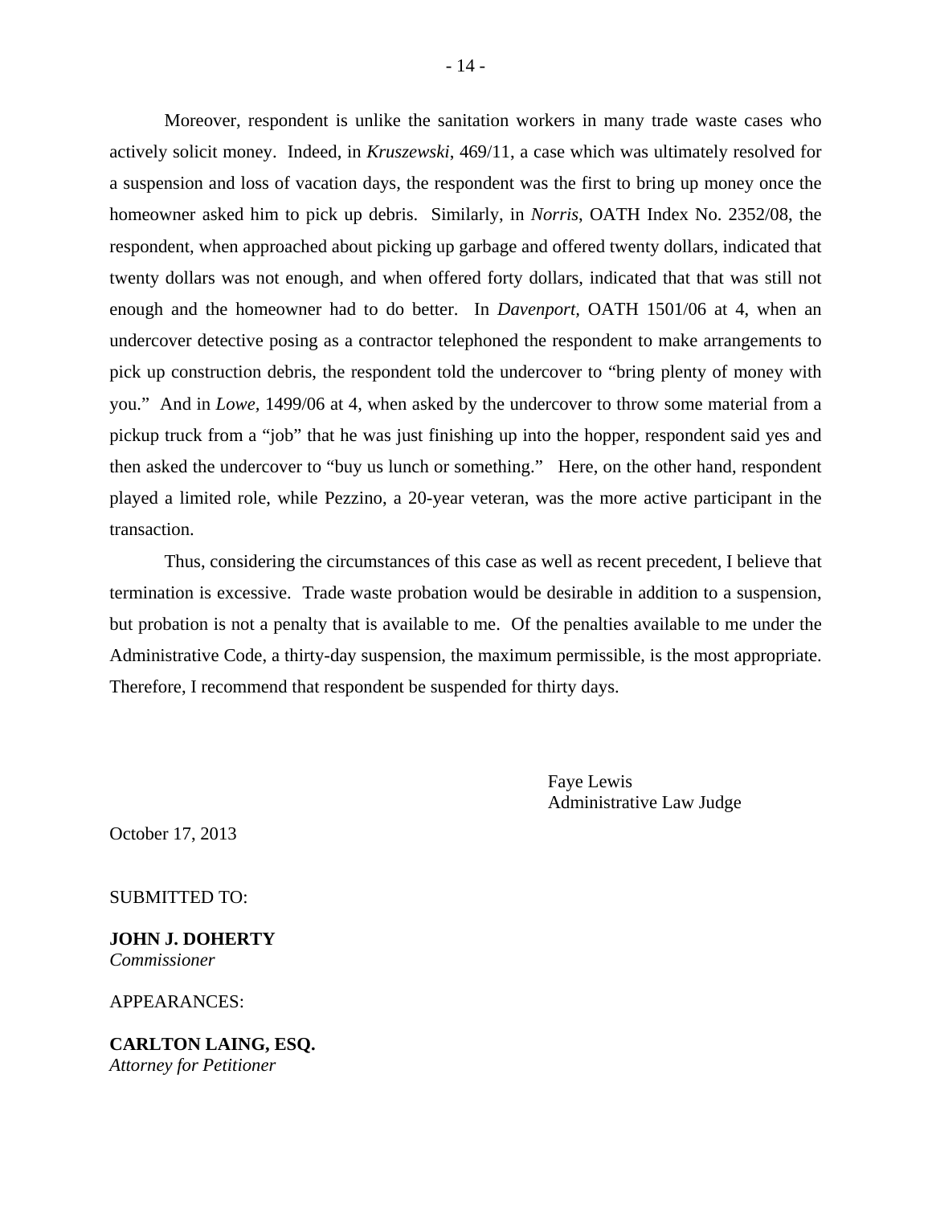Moreover, respondent is unlike the sanitation workers in many trade waste cases who actively solicit money. Indeed, in *Kruszewski*, 469/11, a case which was ultimately resolved for a suspension and loss of vacation days, the respondent was the first to bring up money once the homeowner asked him to pick up debris. Similarly, in *Norris*, OATH Index No. 2352/08, the respondent, when approached about picking up garbage and offered twenty dollars, indicated that twenty dollars was not enough, and when offered forty dollars, indicated that that was still not enough and the homeowner had to do better. In *Davenport*, OATH 1501/06 at 4, when an undercover detective posing as a contractor telephoned the respondent to make arrangements to pick up construction debris, the respondent told the undercover to "bring plenty of money with you." And in *Lowe*, 1499/06 at 4, when asked by the undercover to throw some material from a pickup truck from a "job" that he was just finishing up into the hopper, respondent said yes and then asked the undercover to "buy us lunch or something." Here, on the other hand, respondent played a limited role, while Pezzino, a 20-year veteran, was the more active participant in the transaction.

Thus, considering the circumstances of this case as well as recent precedent, I believe that termination is excessive. Trade waste probation would be desirable in addition to a suspension, but probation is not a penalty that is available to me. Of the penalties available to me under the Administrative Code, a thirty-day suspension, the maximum permissible, is the most appropriate. Therefore, I recommend that respondent be suspended for thirty days.

Faye Lewis
Administrative Law Judge

October 17, 2013

SUBMITTED TO:

**JOHN J. DOHERTY**
*Commissioner*

APPEARANCES:

**CARLTON LAING, ESQ.**
*Attorney for Petitioner*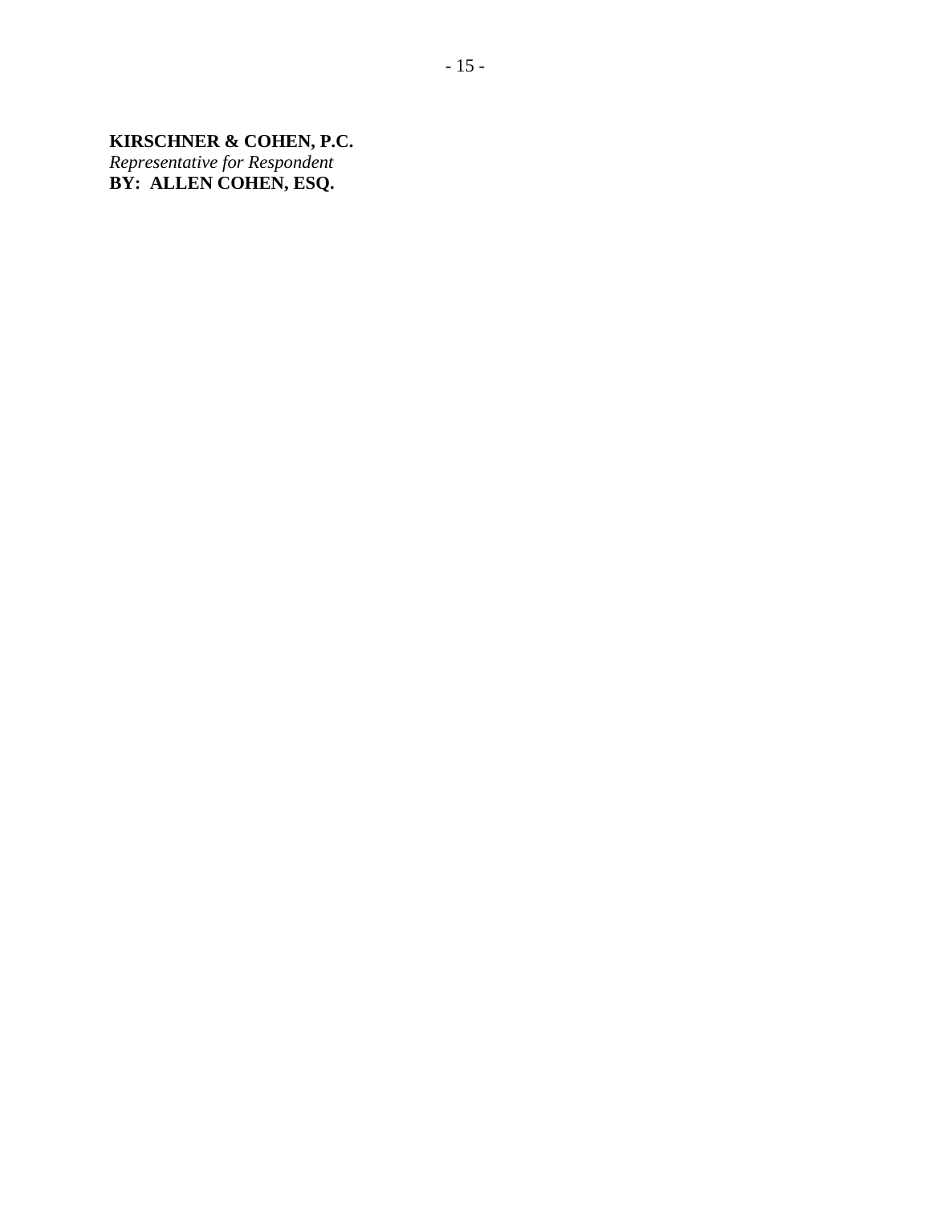**KIRSCHNER & COHEN, P.C.**
*Representative for Respondent*
**BY: ALLEN COHEN, ESQ.**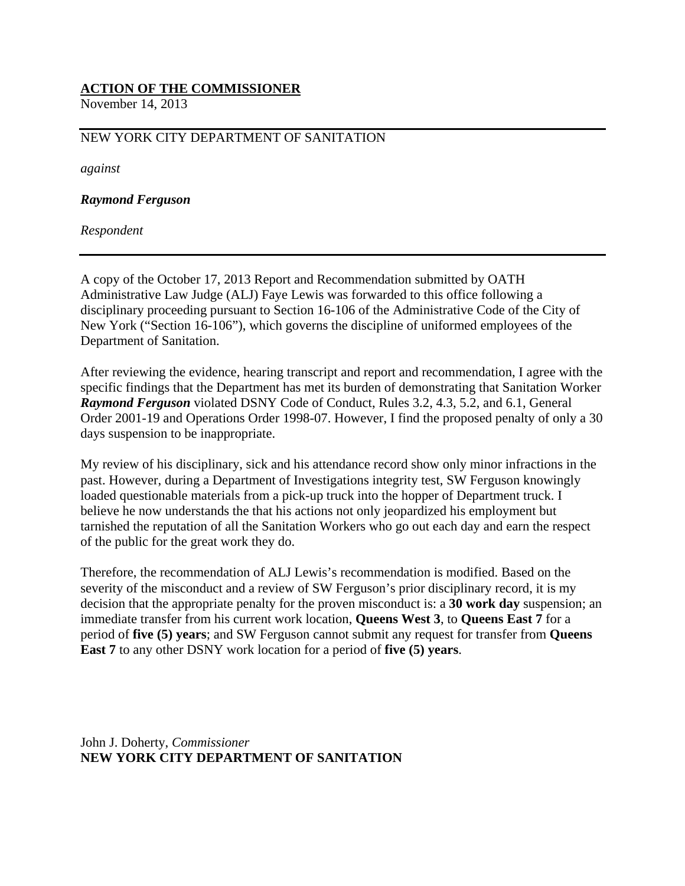**ACTION OF THE COMMISSIONER**

November 14, 2013

---

NEW YORK CITY DEPARTMENT OF SANITATION

*against*

***Raymond Ferguson***

*Respondent*

---

A copy of the October 17, 2013 Report and Recommendation submitted by OATH Administrative Law Judge (ALJ) Faye Lewis was forwarded to this office following a disciplinary proceeding pursuant to Section 16-106 of the Administrative Code of the City of New York ("Section 16-106"), which governs the discipline of uniformed employees of the Department of Sanitation.

After reviewing the evidence, hearing transcript and report and recommendation, I agree with the specific findings that the Department has met its burden of demonstrating that Sanitation Worker ***Raymond Ferguson*** violated DSNY Code of Conduct, Rules 3.2, 4.3, 5.2, and 6.1, General Order 2001-19 and Operations Order 1998-07. However, I find the proposed penalty of only a 30 days suspension to be inappropriate.

My review of his disciplinary, sick and his attendance record show only minor infractions in the past. However, during a Department of Investigations integrity test, SW Ferguson knowingly loaded questionable materials from a pick-up truck into the hopper of Department truck. I believe he now understands the that his actions not only jeopardized his employment but tarnished the reputation of all the Sanitation Workers who go out each day and earn the respect of the public for the great work they do.

Therefore, the recommendation of ALJ Lewis's recommendation is modified. Based on the severity of the misconduct and a review of SW Ferguson's prior disciplinary record, it is my decision that the appropriate penalty for the proven misconduct is: a **30 work day** suspension; an immediate transfer from his current work location, **Queens West 3**, to **Queens East 7** for a period of **five (5) years**; and SW Ferguson cannot submit any request for transfer from **Queens East 7** to any other DSNY work location for a period of **five (5) years**.

John J. Doherty, *Commissioner*
**NEW YORK CITY DEPARTMENT OF SANITATION**